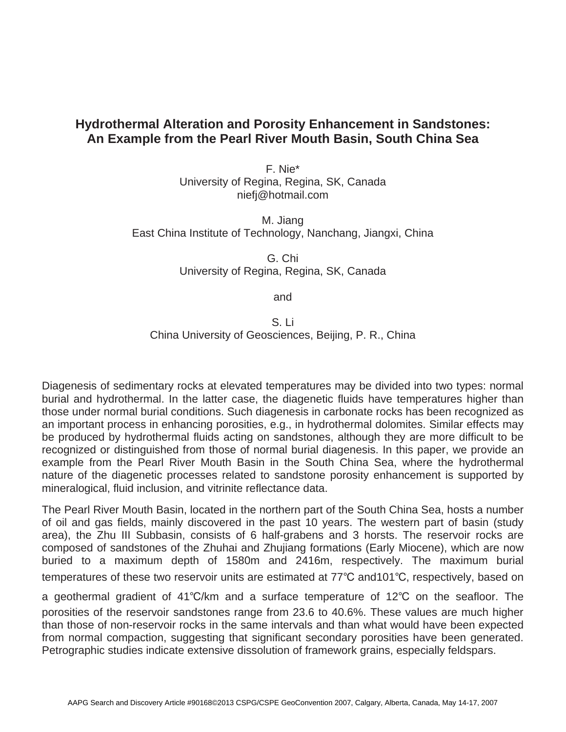# Hydrothermal Alteration and Porosity Enhancement in Sandstones: An Example from the Pearl River Mouth Basin, South China Sea

F. Nie*
University of Regina, Regina, SK, Canada
niefj@hotmail.com

M. Jiang
East China Institute of Technology, Nanchang, Jiangxi, China

G. Chi
University of Regina, Regina, SK, Canada

and

S. Li
China University of Geosciences, Beijing, P. R., China

Diagenesis of sedimentary rocks at elevated temperatures may be divided into two types: normal burial and hydrothermal. In the latter case, the diagenetic fluids have temperatures higher than those under normal burial conditions. Such diagenesis in carbonate rocks has been recognized as an important process in enhancing porosities, e.g., in hydrothermal dolomites. Similar effects may be produced by hydrothermal fluids acting on sandstones, although they are more difficult to be recognized or distinguished from those of normal burial diagenesis. In this paper, we provide an example from the Pearl River Mouth Basin in the South China Sea, where the hydrothermal nature of the diagenetic processes related to sandstone porosity enhancement is supported by mineralogical, fluid inclusion, and vitrinite reflectance data.

The Pearl River Mouth Basin, located in the northern part of the South China Sea, hosts a number of oil and gas fields, mainly discovered in the past 10 years. The western part of basin (study area), the Zhu III Subbasin, consists of 6 half-grabens and 3 horsts. The reservoir rocks are composed of sandstones of the Zhuhai and Zhujiang formations (Early Miocene), which are now buried to a maximum depth of 1580m and 2416m, respectively. The maximum burial temperatures of these two reservoir units are estimated at 77℃ and101℃, respectively, based on a geothermal gradient of 41℃/km and a surface temperature of 12℃ on the seafloor. The porosities of the reservoir sandstones range from 23.6 to 40.6%. These values are much higher than those of non-reservoir rocks in the same intervals and than what would have been expected from normal compaction, suggesting that significant secondary porosities have been generated. Petrographic studies indicate extensive dissolution of framework grains, especially feldspars.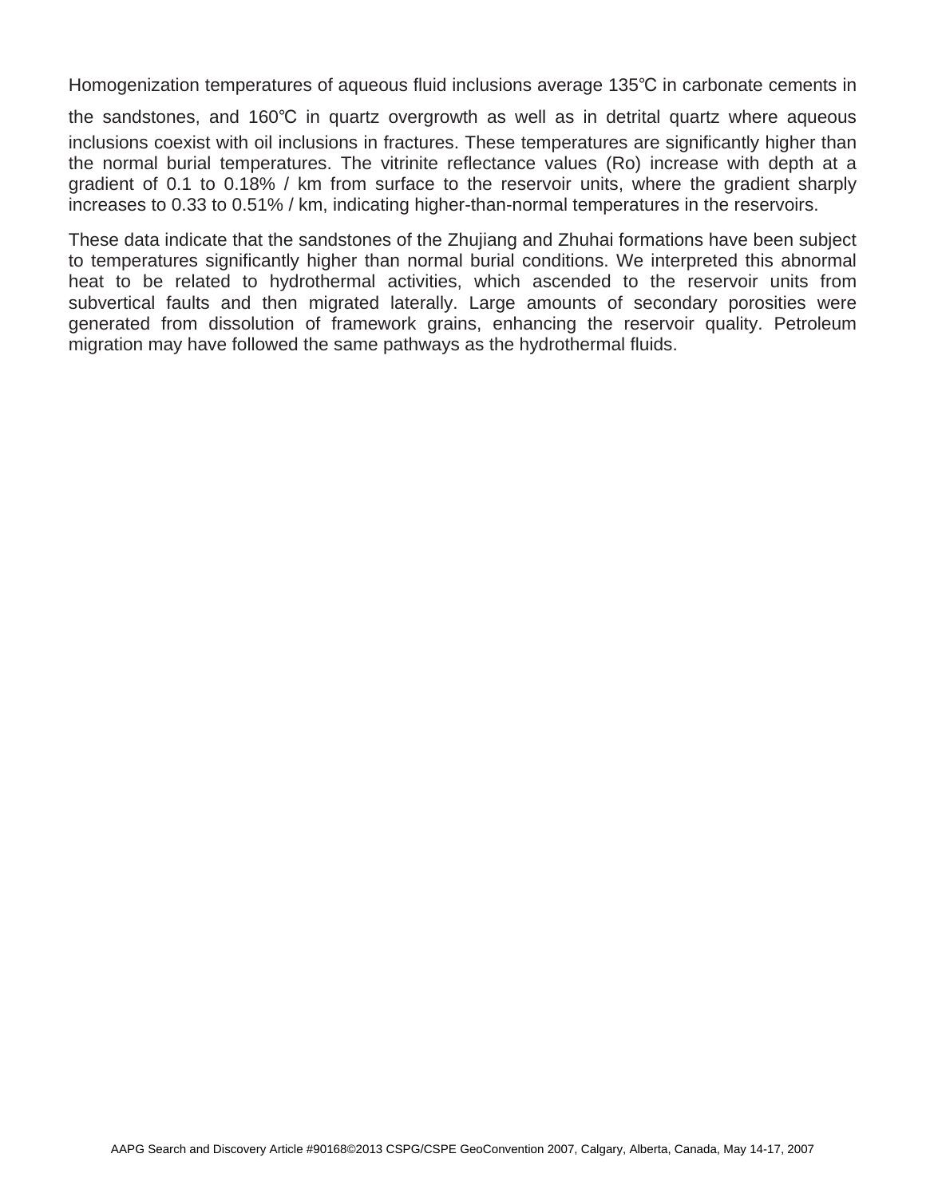Homogenization temperatures of aqueous fluid inclusions average 135℃ in carbonate cements in the sandstones, and 160℃ in quartz overgrowth as well as in detrital quartz where aqueous inclusions coexist with oil inclusions in fractures. These temperatures are significantly higher than the normal burial temperatures. The vitrinite reflectance values (Ro) increase with depth at a gradient of 0.1 to 0.18% / km from surface to the reservoir units, where the gradient sharply increases to 0.33 to 0.51% / km, indicating higher-than-normal temperatures in the reservoirs.

These data indicate that the sandstones of the Zhujiang and Zhuhai formations have been subject to temperatures significantly higher than normal burial conditions. We interpreted this abnormal heat to be related to hydrothermal activities, which ascended to the reservoir units from subvertical faults and then migrated laterally. Large amounts of secondary porosities were generated from dissolution of framework grains, enhancing the reservoir quality. Petroleum migration may have followed the same pathways as the hydrothermal fluids.